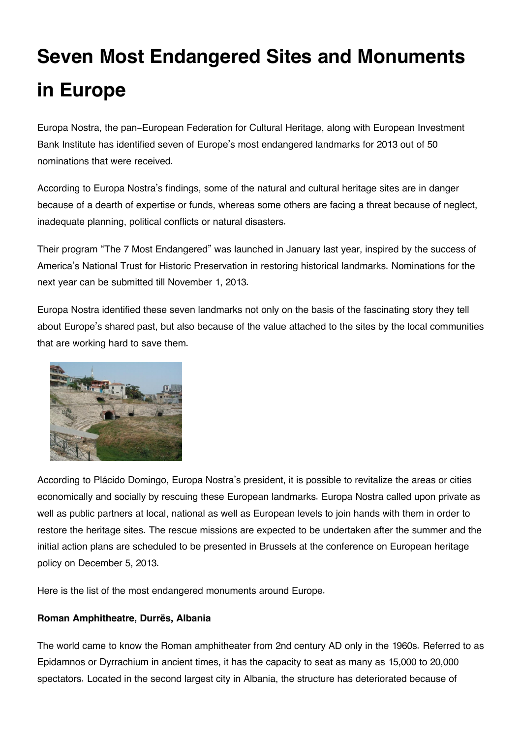# Seven Most Endangered Sites and Monuments in Europe

Europa Nostra, the pan-European Federation for Cultural Heritage, along with European Investment Bank Institute has identified seven of Europe's most endangered landmarks for 2013 out of 50 nominations that were received.

According to Europa Nostra's findings, some of the natural and cultural heritage sites are in danger because of a dearth of expertise or funds, whereas some others are facing a threat because of neglect, inadequate planning, political conflicts or natural disasters.

Their program "The 7 Most Endangered" was launched in January last year, inspired by the success of America's National Trust for Historic Preservation in restoring historical landmarks. Nominations for the next year can be submitted till November 1, 2013.

Europa Nostra identified these seven landmarks not only on the basis of the fascinating story they tell about Europe's shared past, but also because of the value attached to the sites by the local communities that are working hard to save them.

According to Plácido Domingo, Europa Nostra's president, it is possible to revitalize the areas or cities economically and socially by rescuing these European landmarks. Europa Nostra called upon private as well as public partners at local, national as well as European levels to join hands with them in order to restore the heritage sites. The rescue missions are expected to be undertaken after the summer and the initial action plans are scheduled to be presented in Brussels at the conference on European heritage policy on December 5, 2013.

Here is the list of the most endangered monuments around Europe.

**Roman Amphitheatre, Durrës, Albania**

The world came to know the Roman amphitheater from 2nd century AD only in the 1960s. Referred to as Epidamnos or Dyrrachium in ancient times, it has the capacity to seat as many as 15,000 to 20,000 spectators. Located in the second largest city in Albania, the structure has deteriorated because of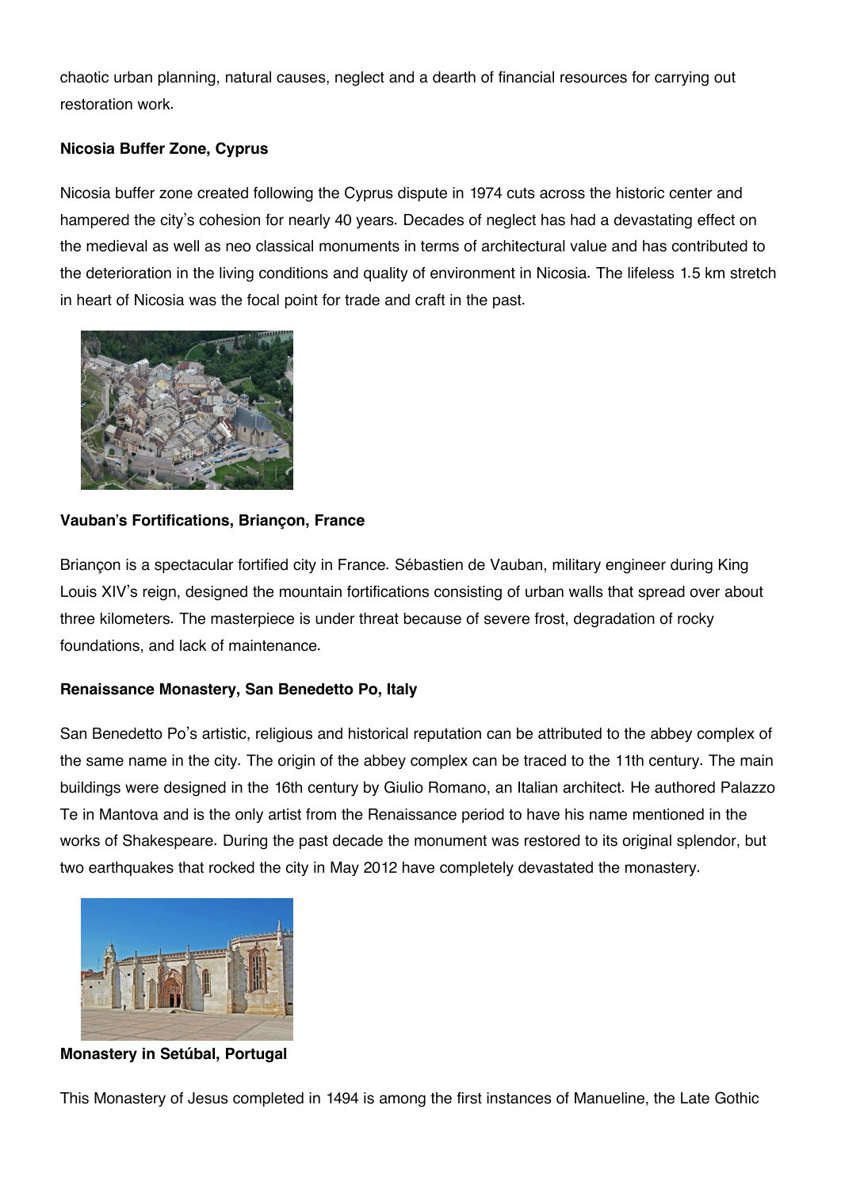chaotic urban planning, natural causes, neglect and a dearth of financial resources for carrying out restoration work.

**Nicosia Buffer Zone, Cyprus**

Nicosia buffer zone created following the Cyprus dispute in 1974 cuts across the historic center and hampered the city's cohesion for nearly 40 years. Decades of neglect has had a devastating effect on the medieval as well as neo classical monuments in terms of architectural value and has contributed to the deterioration in the living conditions and quality of environment in Nicosia. The lifeless 1.5 km stretch in heart of Nicosia was the focal point for trade and craft in the past.

**Vauban's Fortifications, Briançon, France**

Briançon is a spectacular fortified city in France. Sébastien de Vauban, military engineer during King Louis XIV's reign, designed the mountain fortifications consisting of urban walls that spread over about three kilometers. The masterpiece is under threat because of severe frost, degradation of rocky foundations, and lack of maintenance.

**Renaissance Monastery, San Benedetto Po, Italy**

San Benedetto Po's artistic, religious and historical reputation can be attributed to the abbey complex of the same name in the city. The origin of the abbey complex can be traced to the 11th century. The main buildings were designed in the 16th century by Giulio Romano, an Italian architect. He authored Palazzo Te in Mantova and is the only artist from the Renaissance period to have his name mentioned in the works of Shakespeare. During the past decade the monument was restored to its original splendor, but two earthquakes that rocked the city in May 2012 have completely devastated the monastery.

**Monastery in Setúbal, Portugal**

This Monastery of Jesus completed in 1494 is among the first instances of Manueline, the Late Gothic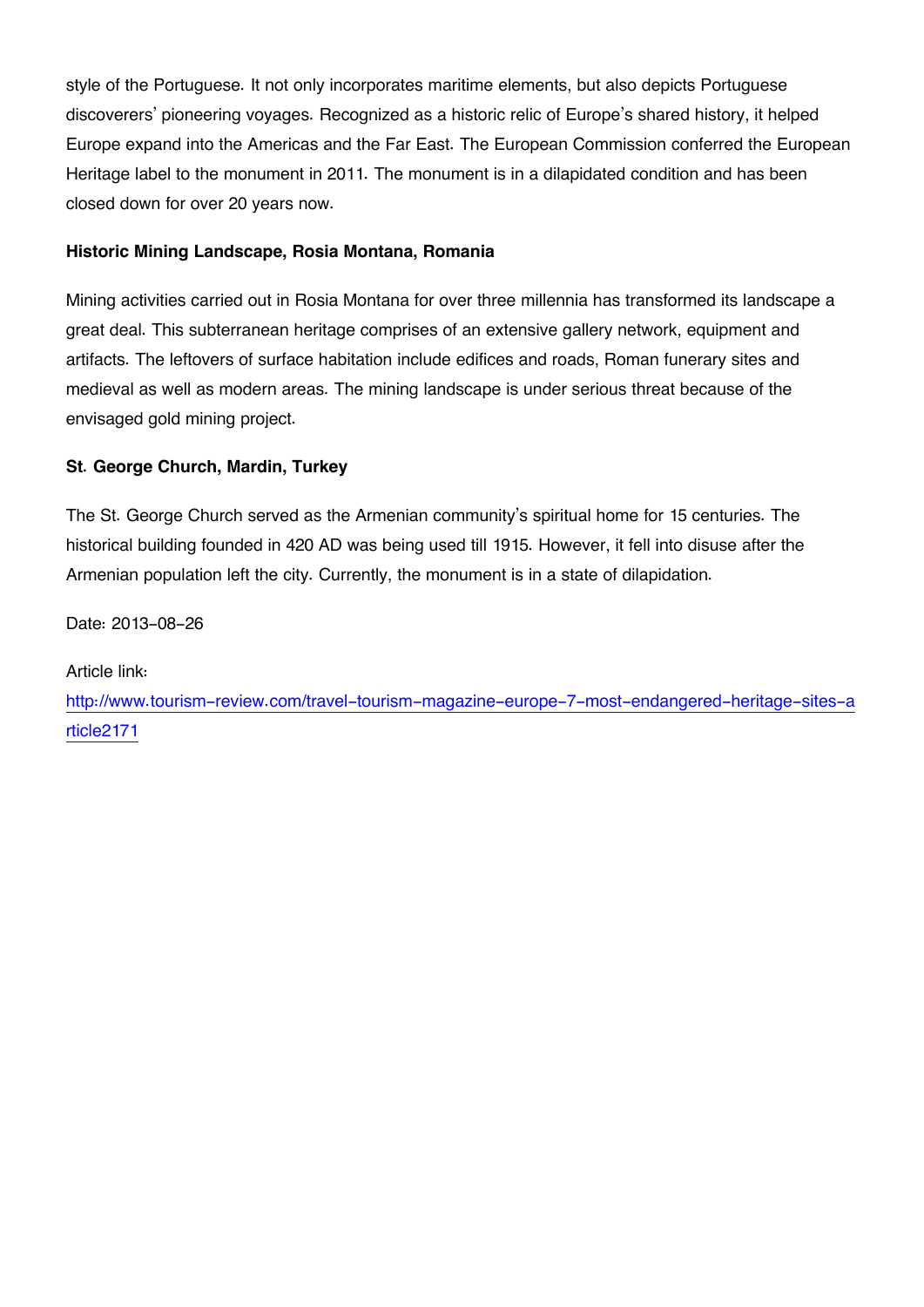style of the Portuguese. It not only incorporates maritime elements, but also depicts Portuguese discoverers' pioneering voyages. Recognized as a historic relic of Europe's shared history, it helped Europe expand into the Americas and the Far East. The European Commission conferred the European Heritage label to the monument in 2011. The monument is in a dilapidated condition and has been closed down for over 20 years now.

**Historic Mining Landscape, Rosia Montana, Romania**

Mining activities carried out in Rosia Montana for over three millennia has transformed its landscape a great deal. This subterranean heritage comprises of an extensive gallery network, equipment and artifacts. The leftovers of surface habitation include edifices and roads, Roman funerary sites and medieval as well as modern areas. The mining landscape is under serious threat because of the envisaged gold mining project.

**St. George Church, Mardin, Turkey**

The St. George Church served as the Armenian community's spiritual home for 15 centuries. The historical building founded in 420 AD was being used till 1915. However, it fell into disuse after the Armenian population left the city. Currently, the monument is in a state of dilapidation.

Date: 2013-08-26

Article link:
[http://www.tourism-review.com/travel-tourism-magazine-europe-7-most-endangered-heritage-sites-article2171](http://www.tourism-review.com/travel-tourism-magazine-europe-7-most-endangered-heritage-sites-article2171)